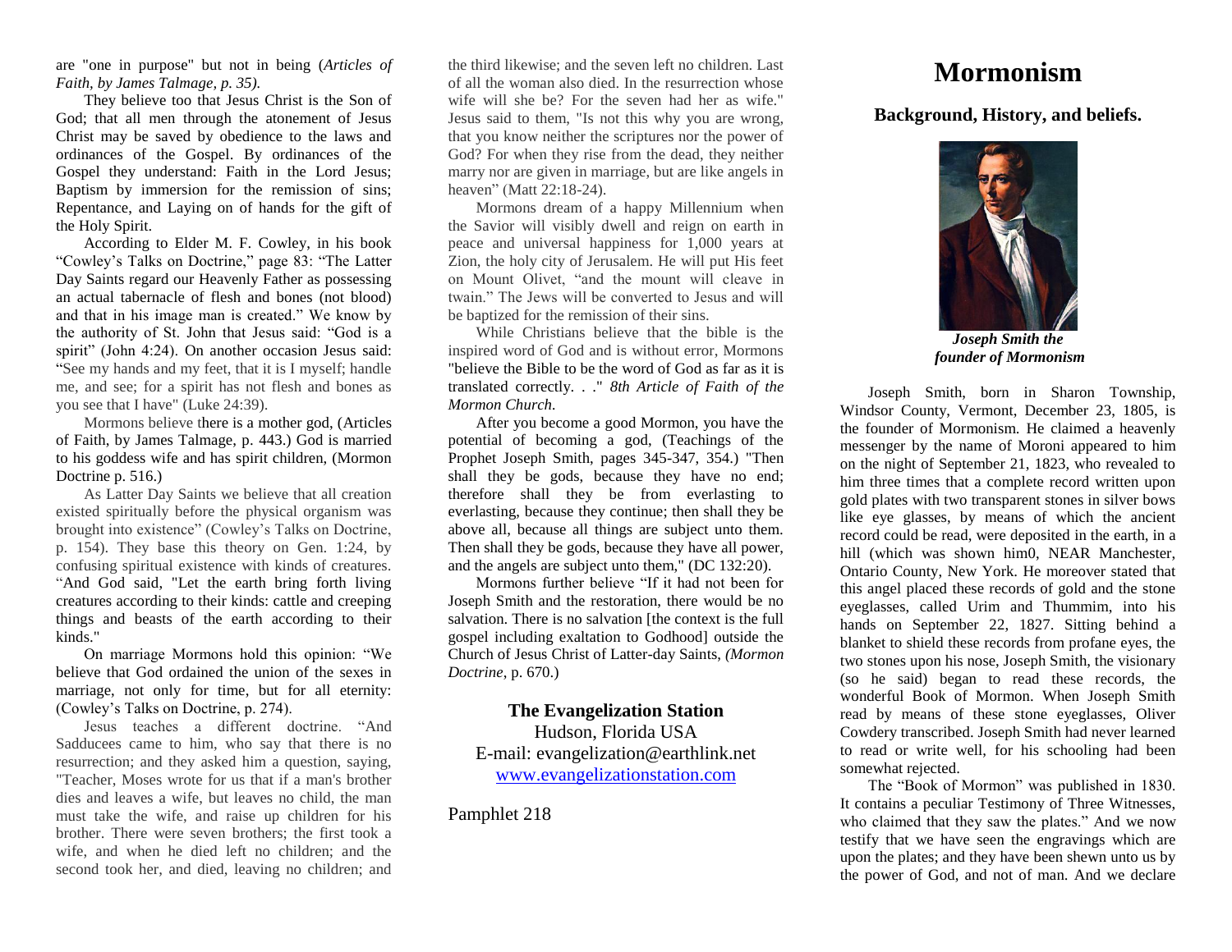are "one in purpose" but not in being (*Articles of Faith, by James Talmage, p. 35).*

They believe too that Jesus Christ is the Son of God; that all men through the atonement of Jesus Christ may be saved by obedience to the laws and ordinances of the Gospel. By ordinances of the Gospel they understand: Faith in the Lord Jesus; Baptism by immersion for the remission of sins; Repentance, and Laying on of hands for the gift of the Holy Spirit.

According to Elder M. F. Cowley, in his book "Cowley's Talks on Doctrine," page 83: "The Latter Day Saints regard our Heavenly Father as possessing an actual tabernacle of flesh and bones (not blood) and that in his image man is created." We know by the authority of St. John that Jesus said: "God is a spirit" (John 4:24). On another occasion Jesus said: "See my hands and my feet, that it is I myself; handle me, and see; for a spirit has not flesh and bones as you see that I have" (Luke 24:39).

Mormons believe there is a mother god, (Articles of Faith, by James Talmage, p. 443.) God is married to his goddess wife and has spirit children, (Mormon Doctrine p. 516.)

As Latter Day Saints we believe that all creation existed spiritually before the physical organism was brought into existence" (Cowley's Talks on Doctrine, p. 154). They base this theory on Gen. 1:24, by confusing spiritual existence with kinds of creatures. "And God said, "Let the earth bring forth living creatures according to their kinds: cattle and creeping things and beasts of the earth according to their kinds."

On marriage Mormons hold this opinion: "We believe that God ordained the union of the sexes in marriage, not only for time, but for all eternity: (Cowley's Talks on Doctrine, p. 274).

Jesus teaches a different doctrine. "And Sadducees came to him, who say that there is no resurrection; and they asked him a question, saying, "Teacher, Moses wrote for us that if a man's brother dies and leaves a wife, but leaves no child, the man must take the wife, and raise up children for his brother. There were seven brothers; the first took a wife, and when he died left no children; and the second took her, and died, leaving no children; and the third likewise; and the seven left no children. Last of all the woman also died. In the resurrection whose wife will she be? For the seven had her as wife." Jesus said to them, "Is not this why you are wrong, that you know neither the scriptures nor the power of God? For when they rise from the dead, they neither marry nor are given in marriage, but are like angels in heaven" (Matt 22:18-24).

Mormons dream of a happy Millennium when the Savior will visibly dwell and reign on earth in peace and universal happiness for 1,000 years at Zion, the holy city of Jerusalem. He will put His feet on Mount Olivet, "and the mount will cleave in twain." The Jews will be converted to Jesus and will be baptized for the remission of their sins.

While Christians believe that the bible is the inspired word of God and is without error, Mormons "believe the Bible to be the word of God as far as it is translated correctly. . ." *8th Article of Faith of the Mormon Church.*

After you become a good Mormon, you have the potential of becoming a god, (Teachings of the Prophet Joseph Smith, pages 345-347, 354.) "Then shall they be gods, because they have no end; therefore shall they be from everlasting to everlasting, because they continue; then shall they be above all, because all things are subject unto them. Then shall they be gods, because they have all power, and the angels are subject unto them," (DC 132:20).

Mormons further believe "If it had not been for Joseph Smith and the restoration, there would be no salvation. There is no salvation [the context is the full gospel including exaltation to Godhood] outside the Church of Jesus Christ of Latter-day Saints, *(Mormon Doctrine*, p. 670.)

**The Evangelization Station**
Hudson, Florida USA
E-mail: evangelization@earthlink.net
www.evangelizationstation.com

Pamphlet 218

# Mormonism

## Background, History, and beliefs.

***Joseph Smith the founder of Mormonism***

Joseph Smith, born in Sharon Township, Windsor County, Vermont, December 23, 1805, is the founder of Mormonism. He claimed a heavenly messenger by the name of Moroni appeared to him on the night of September 21, 1823, who revealed to him three times that a complete record written upon gold plates with two transparent stones in silver bows like eye glasses, by means of which the ancient record could be read, were deposited in the earth, in a hill (which was shown him0, NEAR Manchester, Ontario County, New York. He moreover stated that this angel placed these records of gold and the stone eyeglasses, called Urim and Thummim, into his hands on September 22, 1827. Sitting behind a blanket to shield these records from profane eyes, the two stones upon his nose, Joseph Smith, the visionary (so he said) began to read these records, the wonderful Book of Mormon. When Joseph Smith read by means of these stone eyeglasses, Oliver Cowdery transcribed. Joseph Smith had never learned to read or write well, for his schooling had been somewhat rejected.

The "Book of Mormon" was published in 1830. It contains a peculiar Testimony of Three Witnesses, who claimed that they saw the plates." And we now testify that we have seen the engravings which are upon the plates; and they have been shewn unto us by the power of God, and not of man. And we declare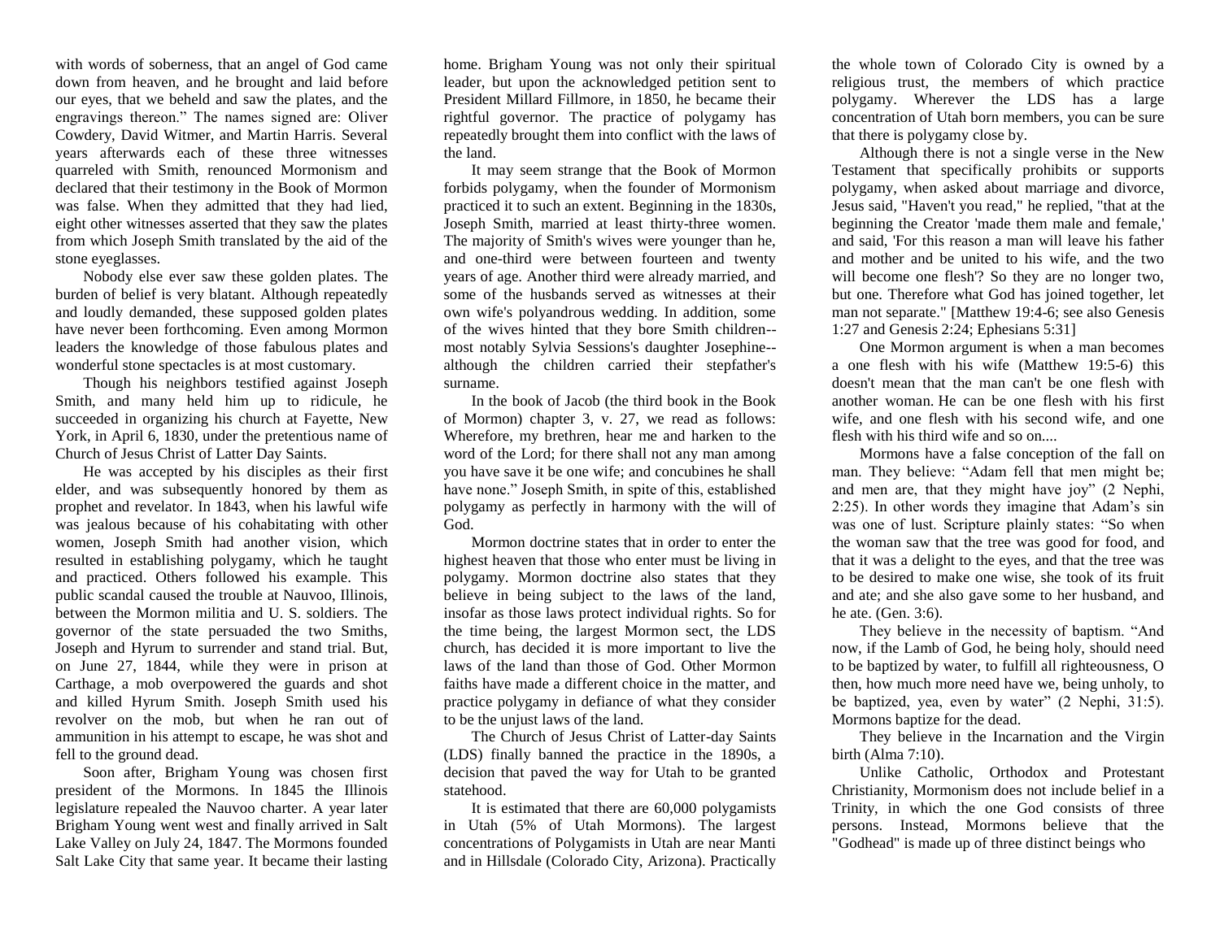with words of soberness, that an angel of God came down from heaven, and he brought and laid before our eyes, that we beheld and saw the plates, and the engravings thereon." The names signed are: Oliver Cowdery, David Witmer, and Martin Harris. Several years afterwards each of these three witnesses quarreled with Smith, renounced Mormonism and declared that their testimony in the Book of Mormon was false. When they admitted that they had lied, eight other witnesses asserted that they saw the plates from which Joseph Smith translated by the aid of the stone eyeglasses.

Nobody else ever saw these golden plates. The burden of belief is very blatant. Although repeatedly and loudly demanded, these supposed golden plates have never been forthcoming. Even among Mormon leaders the knowledge of those fabulous plates and wonderful stone spectacles is at most customary.

Though his neighbors testified against Joseph Smith, and many held him up to ridicule, he succeeded in organizing his church at Fayette, New York, in April 6, 1830, under the pretentious name of Church of Jesus Christ of Latter Day Saints.

He was accepted by his disciples as their first elder, and was subsequently honored by them as prophet and revelator. In 1843, when his lawful wife was jealous because of his cohabitating with other women, Joseph Smith had another vision, which resulted in establishing polygamy, which he taught and practiced. Others followed his example. This public scandal caused the trouble at Nauvoo, Illinois, between the Mormon militia and U. S. soldiers. The governor of the state persuaded the two Smiths, Joseph and Hyrum to surrender and stand trial. But, on June 27, 1844, while they were in prison at Carthage, a mob overpowered the guards and shot and killed Hyrum Smith. Joseph Smith used his revolver on the mob, but when he ran out of ammunition in his attempt to escape, he was shot and fell to the ground dead.

Soon after, Brigham Young was chosen first president of the Mormons. In 1845 the Illinois legislature repealed the Nauvoo charter. A year later Brigham Young went west and finally arrived in Salt Lake Valley on July 24, 1847. The Mormons founded Salt Lake City that same year. It became their lasting home. Brigham Young was not only their spiritual leader, but upon the acknowledged petition sent to President Millard Fillmore, in 1850, he became their rightful governor. The practice of polygamy has repeatedly brought them into conflict with the laws of the land.

It may seem strange that the Book of Mormon forbids polygamy, when the founder of Mormonism practiced it to such an extent. Beginning in the 1830s, Joseph Smith, married at least thirty-three women. The majority of Smith's wives were younger than he, and one-third were between fourteen and twenty years of age. Another third were already married, and some of the husbands served as witnesses at their own wife's polyandrous wedding. In addition, some of the wives hinted that they bore Smith children--most notably Sylvia Sessions's daughter Josephine--although the children carried their stepfather's surname.

In the book of Jacob (the third book in the Book of Mormon) chapter 3, v. 27, we read as follows: Wherefore, my brethren, hear me and harken to the word of the Lord; for there shall not any man among you have save it be one wife; and concubines he shall have none." Joseph Smith, in spite of this, established polygamy as perfectly in harmony with the will of God.

Mormon doctrine states that in order to enter the highest heaven that those who enter must be living in polygamy. Mormon doctrine also states that they believe in being subject to the laws of the land, insofar as those laws protect individual rights. So for the time being, the largest Mormon sect, the LDS church, has decided it is more important to live the laws of the land than those of God. Other Mormon faiths have made a different choice in the matter, and practice polygamy in defiance of what they consider to be the unjust laws of the land.

The Church of Jesus Christ of Latter-day Saints (LDS) finally banned the practice in the 1890s, a decision that paved the way for Utah to be granted statehood.

It is estimated that there are 60,000 polygamists in Utah (5% of Utah Mormons). The largest concentrations of Polygamists in Utah are near Manti and in Hillsdale (Colorado City, Arizona). Practically the whole town of Colorado City is owned by a religious trust, the members of which practice polygamy. Wherever the LDS has a large concentration of Utah born members, you can be sure that there is polygamy close by.

Although there is not a single verse in the New Testament that specifically prohibits or supports polygamy, when asked about marriage and divorce, Jesus said, "Haven't you read," he replied, "that at the beginning the Creator 'made them male and female,' and said, 'For this reason a man will leave his father and mother and be united to his wife, and the two will become one flesh'? So they are no longer two, but one. Therefore what God has joined together, let man not separate." [Matthew 19:4-6; see also Genesis 1:27 and Genesis 2:24; Ephesians 5:31]

One Mormon argument is when a man becomes a one flesh with his wife (Matthew 19:5-6) this doesn't mean that the man can't be one flesh with another woman. He can be one flesh with his first wife, and one flesh with his second wife, and one flesh with his third wife and so on....

Mormons have a false conception of the fall on man. They believe: "Adam fell that men might be; and men are, that they might have joy" (2 Nephi, 2:25). In other words they imagine that Adam's sin was one of lust. Scripture plainly states: "So when the woman saw that the tree was good for food, and that it was a delight to the eyes, and that the tree was to be desired to make one wise, she took of its fruit and ate; and she also gave some to her husband, and he ate. (Gen. 3:6).

They believe in the necessity of baptism. "And now, if the Lamb of God, he being holy, should need to be baptized by water, to fulfill all righteousness, O then, how much more need have we, being unholy, to be baptized, yea, even by water" (2 Nephi, 31:5). Mormons baptize for the dead.

They believe in the Incarnation and the Virgin birth (Alma 7:10).

Unlike Catholic, Orthodox and Protestant Christianity, Mormonism does not include belief in a Trinity, in which the one God consists of three persons. Instead, Mormons believe that the "Godhead" is made up of three distinct beings who